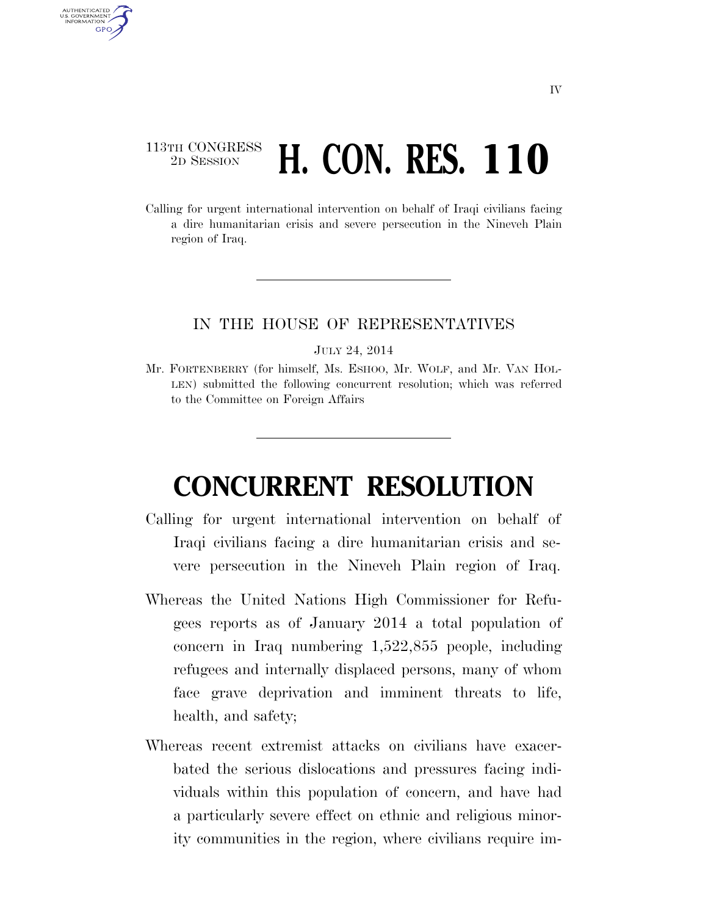113TH CONGRESS
2D SESSION

# H. CON. RES. 110

Calling for urgent international intervention on behalf of Iraqi civilians facing a dire humanitarian crisis and severe persecution in the Nineveh Plain region of Iraq.

---

IN THE HOUSE OF REPRESENTATIVES

JULY 24, 2014

Mr. FORTENBERRY (for himself, Ms. ESHOO, Mr. WOLF, and Mr. VAN HOLLEN) submitted the following concurrent resolution; which was referred to the Committee on Foreign Affairs

---

# CONCURRENT RESOLUTION

Calling for urgent international intervention on behalf of Iraqi civilians facing a dire humanitarian crisis and severe persecution in the Nineveh Plain region of Iraq.

Whereas the United Nations High Commissioner for Refugees reports as of January 2014 a total population of concern in Iraq numbering 1,522,855 people, including refugees and internally displaced persons, many of whom face grave deprivation and imminent threats to life, health, and safety;

Whereas recent extremist attacks on civilians have exacerbated the serious dislocations and pressures facing individuals within this population of concern, and have had a particularly severe effect on ethnic and religious minority communities in the region, where civilians require im-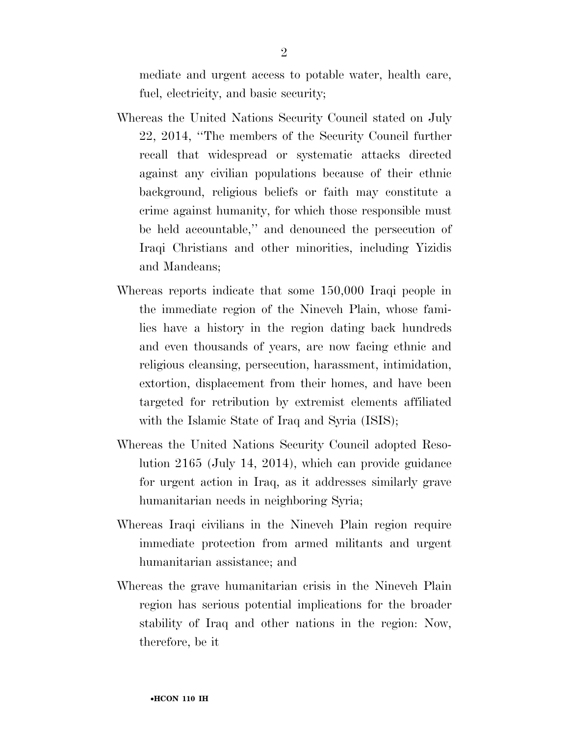mediate and urgent access to potable water, health care, fuel, electricity, and basic security;

Whereas the United Nations Security Council stated on July 22, 2014, ''The members of the Security Council further recall that widespread or systematic attacks directed against any civilian populations because of their ethnic background, religious beliefs or faith may constitute a crime against humanity, for which those responsible must be held accountable,'' and denounced the persecution of Iraqi Christians and other minorities, including Yizidis and Mandeans;

Whereas reports indicate that some 150,000 Iraqi people in the immediate region of the Nineveh Plain, whose families have a history in the region dating back hundreds and even thousands of years, are now facing ethnic and religious cleansing, persecution, harassment, intimidation, extortion, displacement from their homes, and have been targeted for retribution by extremist elements affiliated with the Islamic State of Iraq and Syria (ISIS);

Whereas the United Nations Security Council adopted Resolution 2165 (July 14, 2014), which can provide guidance for urgent action in Iraq, as it addresses similarly grave humanitarian needs in neighboring Syria;

Whereas Iraqi civilians in the Nineveh Plain region require immediate protection from armed militants and urgent humanitarian assistance; and

Whereas the grave humanitarian crisis in the Nineveh Plain region has serious potential implications for the broader stability of Iraq and other nations in the region: Now, therefore, be it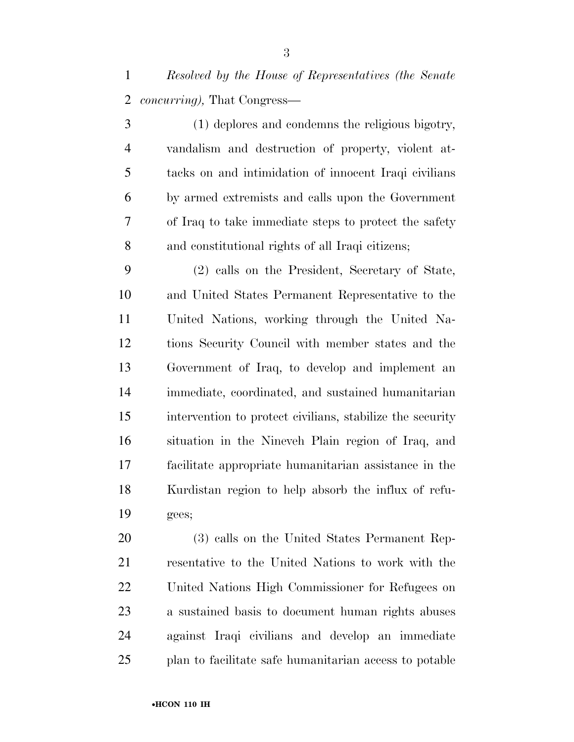*Resolved by the House of Representatives (the Senate concurring),* That Congress—

(1) deplores and condemns the religious bigotry, vandalism and destruction of property, violent attacks on and intimidation of innocent Iraqi civilians by armed extremists and calls upon the Government of Iraq to take immediate steps to protect the safety and constitutional rights of all Iraqi citizens;

(2) calls on the President, Secretary of State, and United States Permanent Representative to the United Nations, working through the United Nations Security Council with member states and the Government of Iraq, to develop and implement an immediate, coordinated, and sustained humanitarian intervention to protect civilians, stabilize the security situation in the Nineveh Plain region of Iraq, and facilitate appropriate humanitarian assistance in the Kurdistan region to help absorb the influx of refugees;

(3) calls on the United States Permanent Representative to the United Nations to work with the United Nations High Commissioner for Refugees on a sustained basis to document human rights abuses against Iraqi civilians and develop an immediate plan to facilitate safe humanitarian access to potable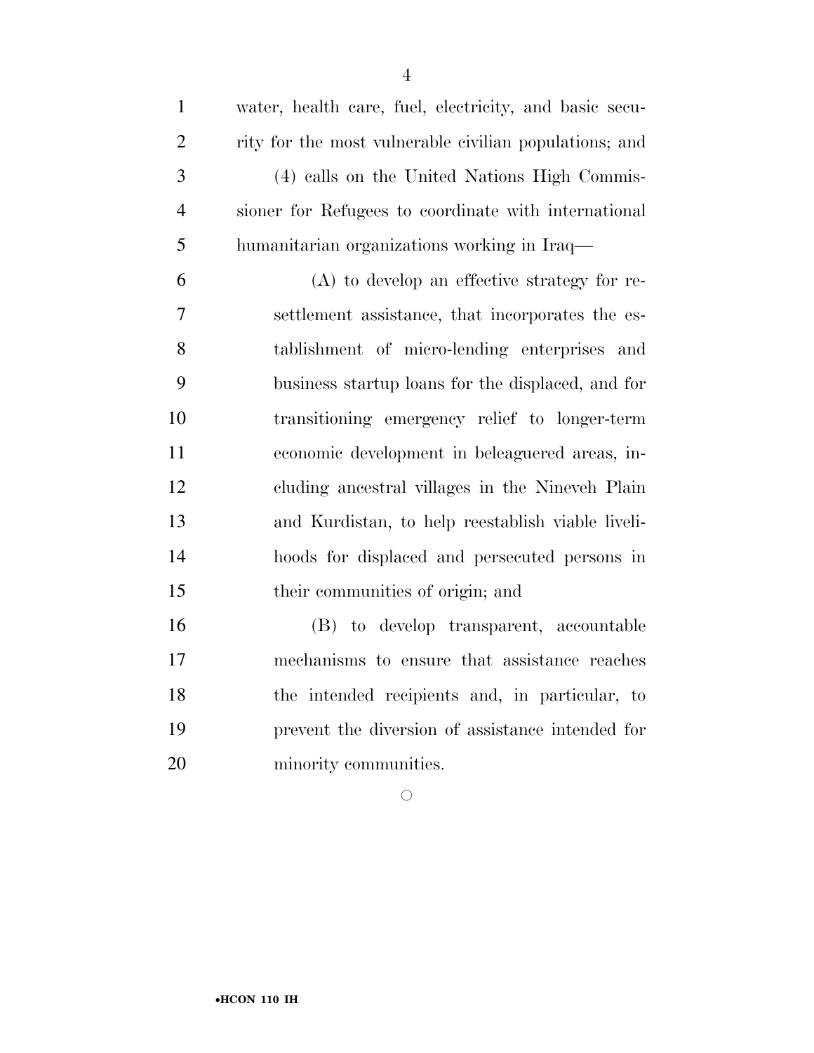water, health care, fuel, electricity, and basic security for the most vulnerable civilian populations; and

(4) calls on the United Nations High Commissioner for Refugees to coordinate with international humanitarian organizations working in Iraq—

(A) to develop an effective strategy for resettlement assistance, that incorporates the establishment of micro-lending enterprises and business startup loans for the displaced, and for transitioning emergency relief to longer-term economic development in beleaguered areas, including ancestral villages in the Nineveh Plain and Kurdistan, to help reestablish viable livelihoods for displaced and persecuted persons in their communities of origin; and

(B) to develop transparent, accountable mechanisms to ensure that assistance reaches the intended recipients and, in particular, to prevent the diversion of assistance intended for minority communities.

○